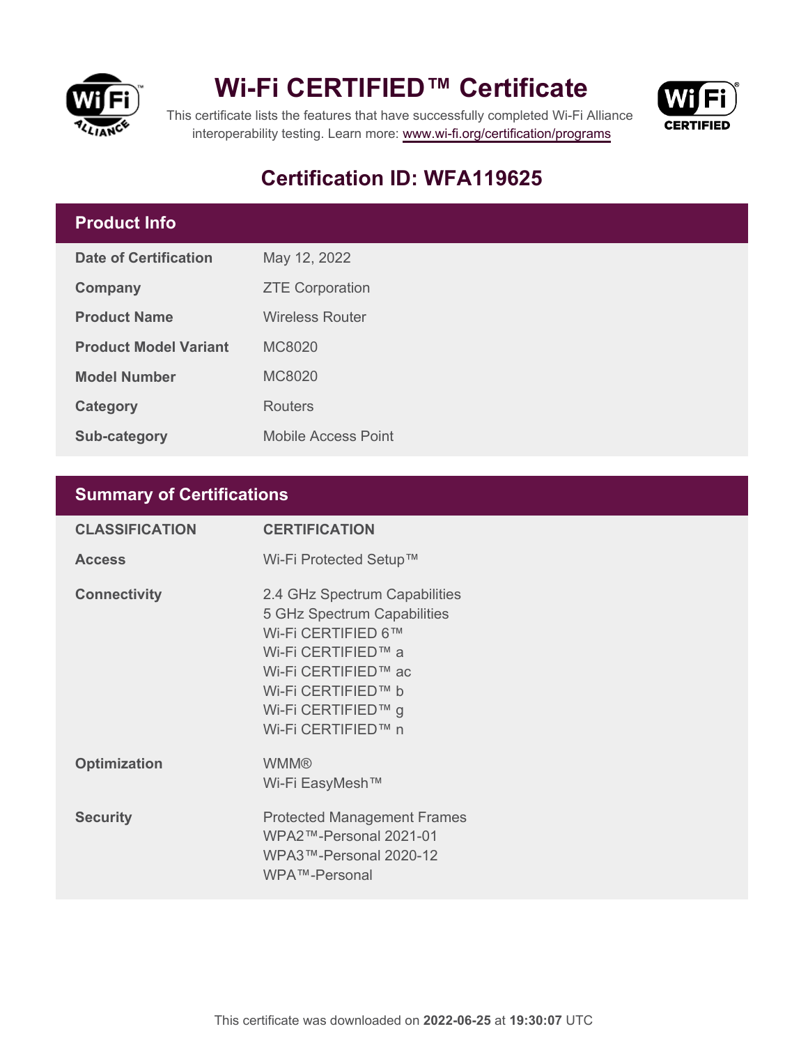# Wi-Fi CERTIFIED™ Certificate

This certificate lists the features that have successfully completed Wi-Fi Alliance interoperability testing. Learn more: www.wi-fi.org/certification/programs

## Certification ID: WFA119625

## Product Info

| | |
|---|---|
| **Date of Certification** | May 12, 2022 |
| **Company** | ZTE Corporation |
| **Product Name** | Wireless Router |
| **Product Model Variant** | MC8020 |
| **Model Number** | MC8020 |
| **Category** | Routers |
| **Sub-category** | Mobile Access Point |

## Summary of Certifications

| CLASSIFICATION | CERTIFICATION |
|---|---|
| **Access** | Wi-Fi Protected Setup™ |
| **Connectivity** | 2.4 GHz Spectrum Capabilities<br>5 GHz Spectrum Capabilities<br>Wi-Fi CERTIFIED 6™<br>Wi-Fi CERTIFIED™ a<br>Wi-Fi CERTIFIED™ ac<br>Wi-Fi CERTIFIED™ b<br>Wi-Fi CERTIFIED™ g<br>Wi-Fi CERTIFIED™ n |
| **Optimization** | WMM®<br>Wi-Fi EasyMesh™ |
| **Security** | Protected Management Frames<br>WPA2™-Personal 2021-01<br>WPA3™-Personal 2020-12<br>WPA™-Personal |

This certificate was downloaded on **2022-06-25** at **19:30:07** UTC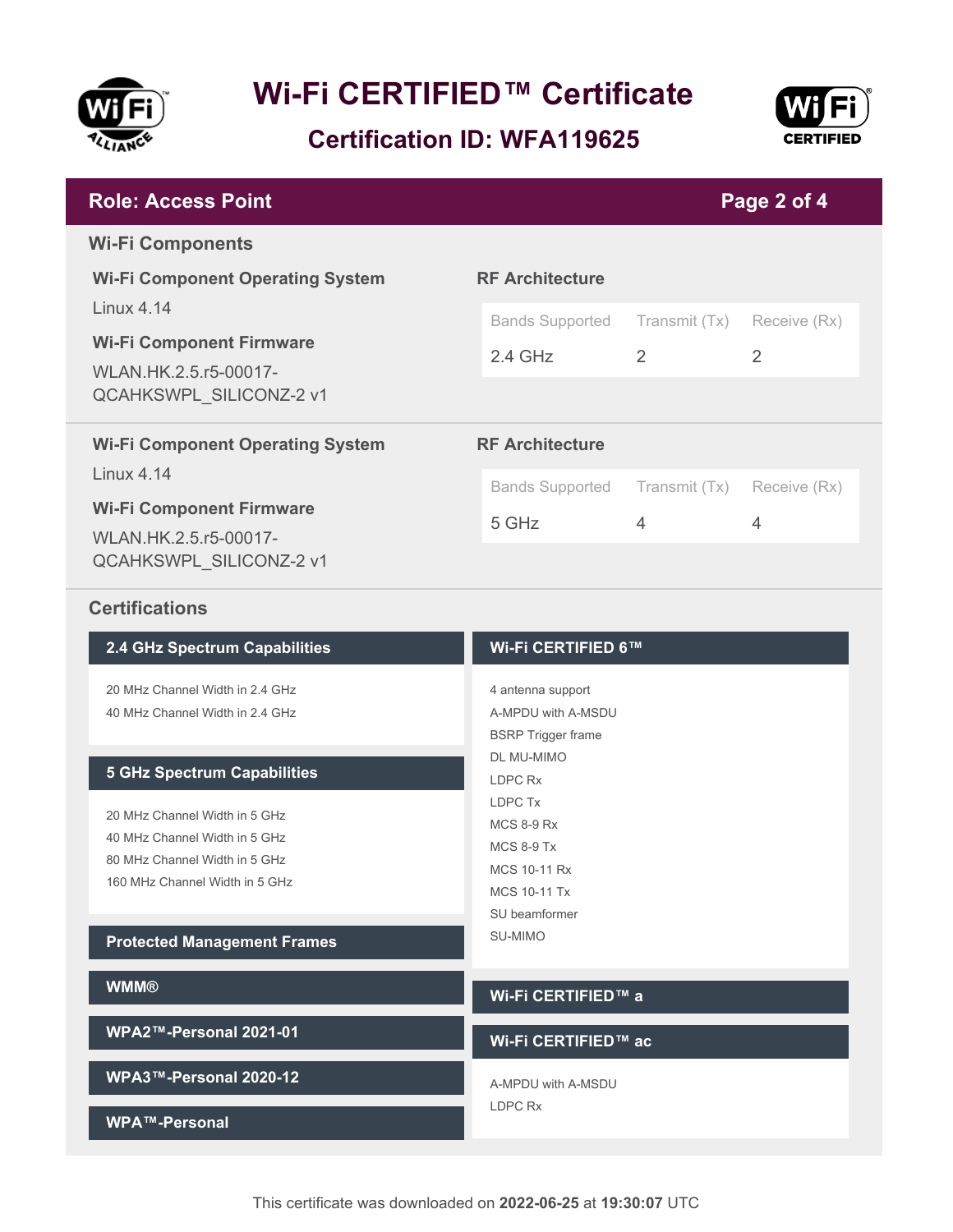# Wi-Fi CERTIFIED™ Certificate

## Certification ID: WFA119625

## Role: Access Point

### Wi-Fi Components

**Wi-Fi Component Operating System**

Linux 4.14

**Wi-Fi Component Firmware**

WLAN.HK.2.5.r5-00017-QCAHKSWPL_SILICONZ-2 v1

**RF Architecture**

| Bands Supported | Transmit (Tx) | Receive (Rx) |
|---|---|---|
| 2.4 GHz | 2 | 2 |

**Wi-Fi Component Operating System**

Linux 4.14

**Wi-Fi Component Firmware**

WLAN.HK.2.5.r5-00017-QCAHKSWPL_SILICONZ-2 v1

**RF Architecture**

| Bands Supported | Transmit (Tx) | Receive (Rx) |
|---|---|---|
| 5 GHz | 4 | 4 |

### Certifications

#### 2.4 GHz Spectrum Capabilities

- 20 MHz Channel Width in 2.4 GHz
- 40 MHz Channel Width in 2.4 GHz

#### 5 GHz Spectrum Capabilities

- 20 MHz Channel Width in 5 GHz
- 40 MHz Channel Width in 5 GHz
- 80 MHz Channel Width in 5 GHz
- 160 MHz Channel Width in 5 GHz

#### Protected Management Frames

#### WMM®

#### WPA2™-Personal 2021-01

#### WPA3™-Personal 2020-12

#### WPA™-Personal

#### Wi-Fi CERTIFIED 6™

- 4 antenna support
- A-MPDU with A-MSDU
- BSRP Trigger frame
- DL MU-MIMO
- LDPC Rx
- LDPC Tx
- MCS 8-9 Rx
- MCS 8-9 Tx
- MCS 10-11 Rx
- MCS 10-11 Tx
- SU beamformer
- SU-MIMO

#### Wi-Fi CERTIFIED™ a

#### Wi-Fi CERTIFIED™ ac

- A-MPDU with A-MSDU
- LDPC Rx

This certificate was downloaded on **2022-06-25** at **19:30:07** UTC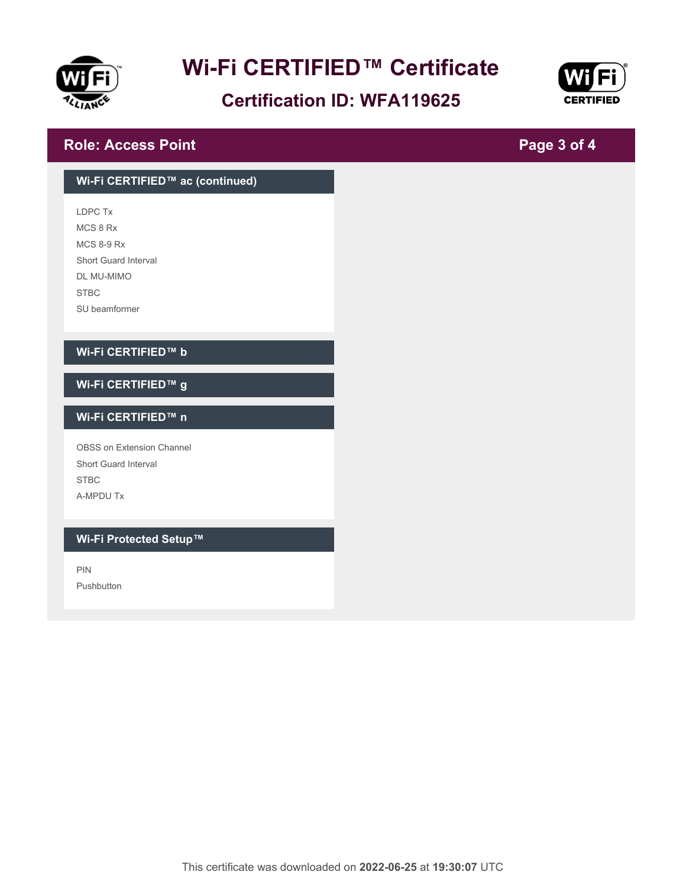# Wi-Fi CERTIFIED™ Certificate

## Certification ID: WFA119625

## Role: Access Point

### Wi-Fi CERTIFIED™ ac (continued)

- LDPC Tx
- MCS 8 Rx
- MCS 8-9 Rx
- Short Guard Interval
- DL MU-MIMO
- STBC
- SU beamformer

### Wi-Fi CERTIFIED™ b

### Wi-Fi CERTIFIED™ g

### Wi-Fi CERTIFIED™ n

- OBSS on Extension Channel
- Short Guard Interval
- STBC
- A-MPDU Tx

### Wi-Fi Protected Setup™

- PIN
- Pushbutton

This certificate was downloaded on **2022-06-25** at **19:30:07** UTC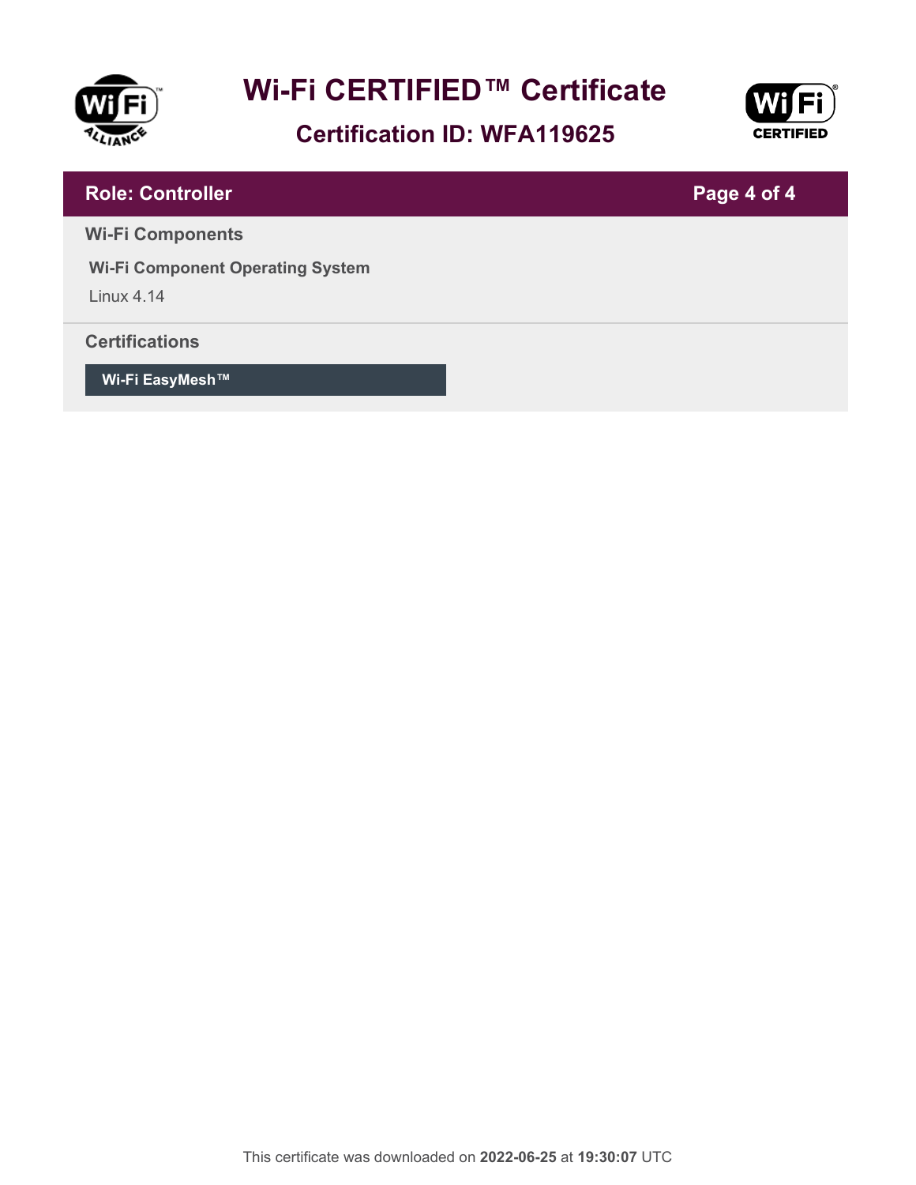# Wi-Fi CERTIFIED™ Certificate

## Certification ID: WFA119625

## Role: Controller

### Wi-Fi Components

**Wi-Fi Component Operating System**

Linux 4.14

### Certifications

**Wi-Fi EasyMesh™**

This certificate was downloaded on **2022-06-25** at **19:30:07** UTC